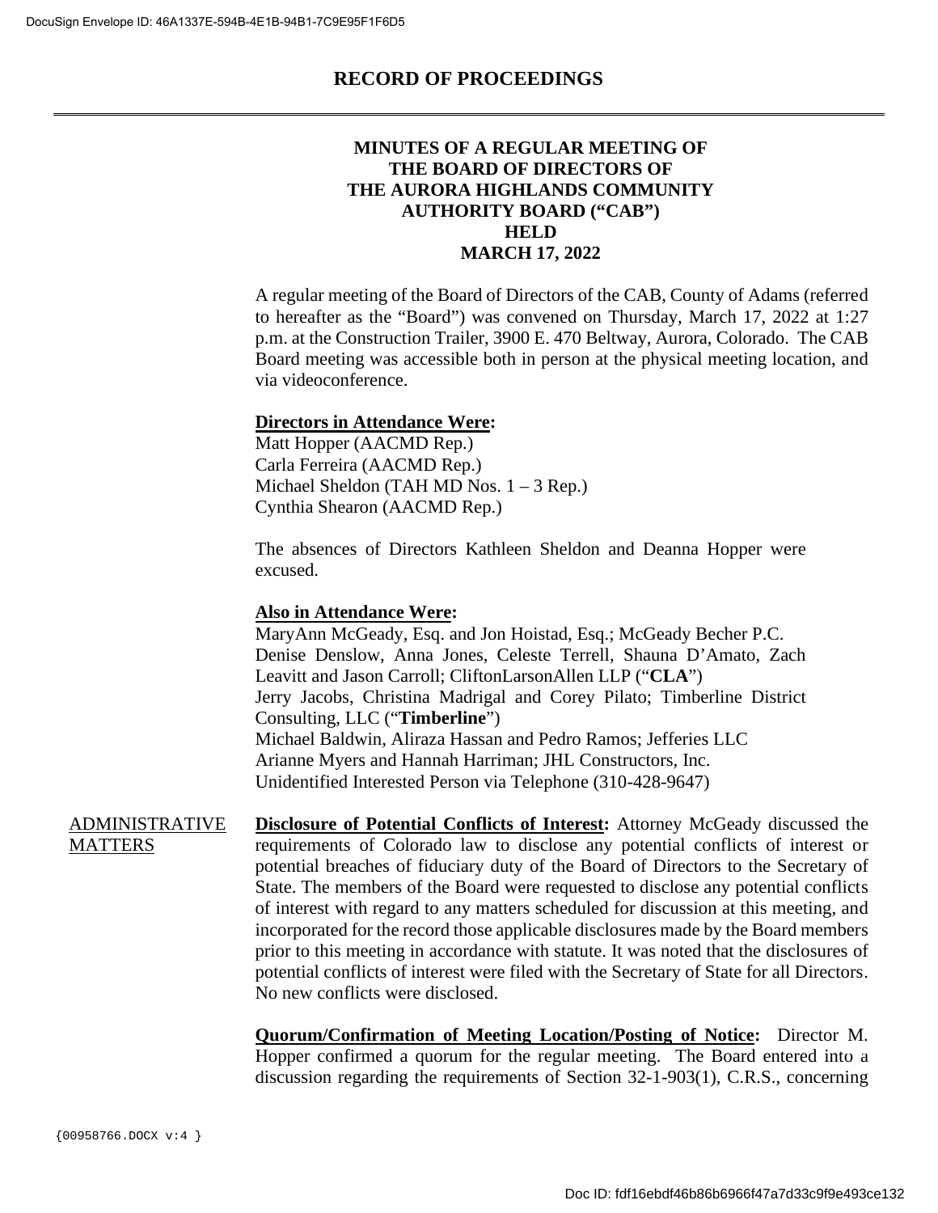# RECORD OF PROCEEDINGS

## MINUTES OF A REGULAR MEETING OF THE BOARD OF DIRECTORS OF THE AURORA HIGHLANDS COMMUNITY AUTHORITY BOARD ("CAB") HELD MARCH 17, 2022

A regular meeting of the Board of Directors of the CAB, County of Adams (referred to hereafter as the "Board") was convened on Thursday, March 17, 2022 at 1:27 p.m. at the Construction Trailer, 3900 E. 470 Beltway, Aurora, Colorado. The CAB Board meeting was accessible both in person at the physical meeting location, and via videoconference.

**Directors in Attendance Were:**
Matt Hopper (AACMD Rep.)
Carla Ferreira (AACMD Rep.)
Michael Sheldon (TAH MD Nos. 1 – 3 Rep.)
Cynthia Shearon (AACMD Rep.)

The absences of Directors Kathleen Sheldon and Deanna Hopper were excused.

**Also in Attendance Were:**
MaryAnn McGeady, Esq. and Jon Hoistad, Esq.; McGeady Becher P.C.
Denise Denslow, Anna Jones, Celeste Terrell, Shauna D'Amato, Zach Leavitt and Jason Carroll; CliftonLarsonAllen LLP ("**CLA**")
Jerry Jacobs, Christina Madrigal and Corey Pilato; Timberline District Consulting, LLC ("**Timberline**")
Michael Baldwin, Aliraza Hassan and Pedro Ramos; Jefferies LLC
Arianne Myers and Hannah Harriman; JHL Constructors, Inc.
Unidentified Interested Person via Telephone (310-428-9647)

ADMINISTRATIVE MATTERS

**Disclosure of Potential Conflicts of Interest:** Attorney McGeady discussed the requirements of Colorado law to disclose any potential conflicts of interest or potential breaches of fiduciary duty of the Board of Directors to the Secretary of State. The members of the Board were requested to disclose any potential conflicts of interest with regard to any matters scheduled for discussion at this meeting, and incorporated for the record those applicable disclosures made by the Board members prior to this meeting in accordance with statute. It was noted that the disclosures of potential conflicts of interest were filed with the Secretary of State for all Directors. No new conflicts were disclosed.

**Quorum/Confirmation of Meeting Location/Posting of Notice:** Director M. Hopper confirmed a quorum for the regular meeting. The Board entered into a discussion regarding the requirements of Section 32-1-903(1), C.R.S., concerning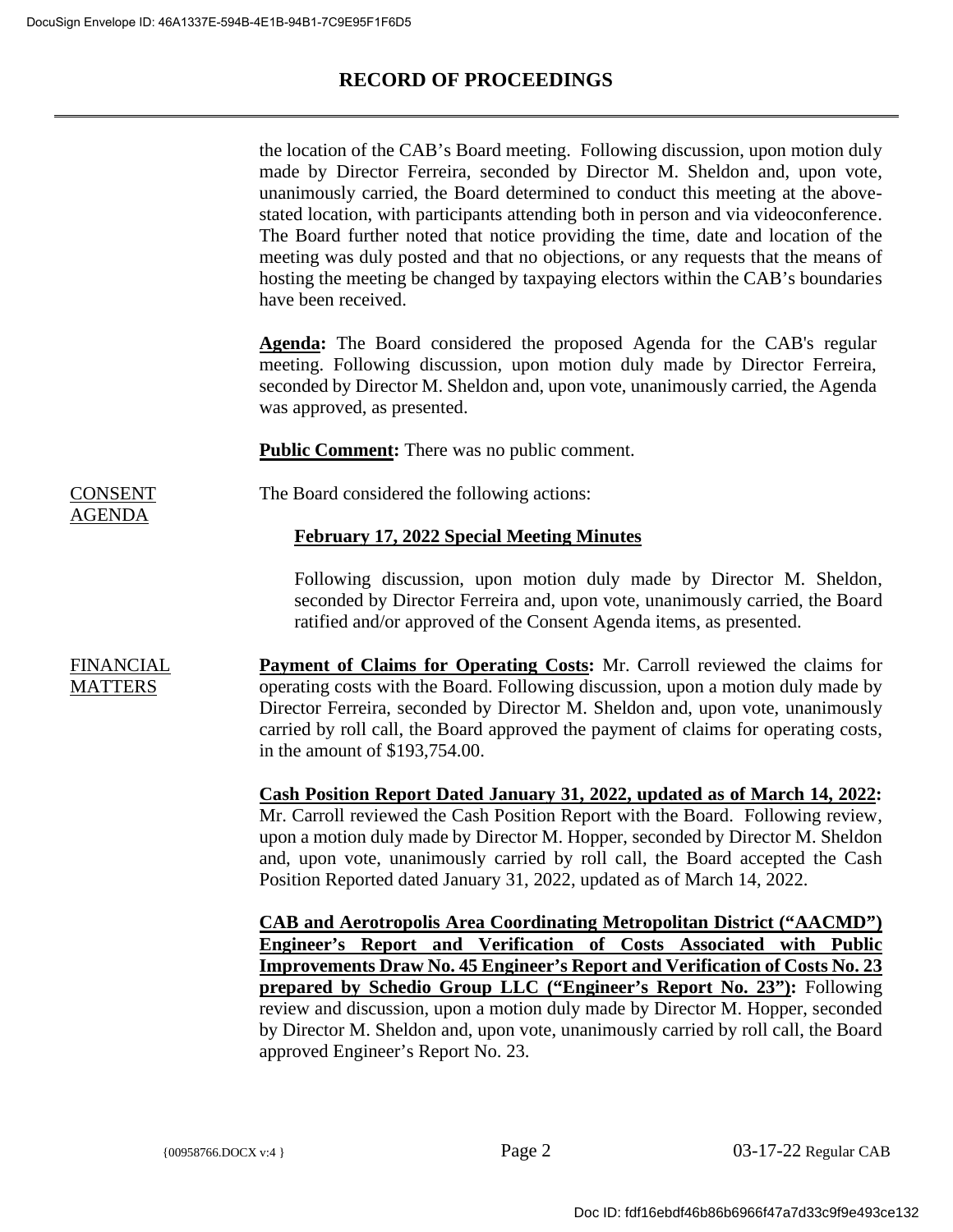the location of the CAB's Board meeting. Following discussion, upon motion duly made by Director Ferreira, seconded by Director M. Sheldon and, upon vote, unanimously carried, the Board determined to conduct this meeting at the above-stated location, with participants attending both in person and via videoconference. The Board further noted that notice providing the time, date and location of the meeting was duly posted and that no objections, or any requests that the means of hosting the meeting be changed by taxpaying electors within the CAB's boundaries have been received.

**Agenda:** The Board considered the proposed Agenda for the CAB's regular meeting. Following discussion, upon motion duly made by Director Ferreira, seconded by Director M. Sheldon and, upon vote, unanimously carried, the Agenda was approved, as presented.

**Public Comment:** There was no public comment.

CONSENT AGENDA

The Board considered the following actions:

**February 17, 2022 Special Meeting Minutes**

Following discussion, upon motion duly made by Director M. Sheldon, seconded by Director Ferreira and, upon vote, unanimously carried, the Board ratified and/or approved of the Consent Agenda items, as presented.

FINANCIAL MATTERS

**Payment of Claims for Operating Costs:** Mr. Carroll reviewed the claims for operating costs with the Board. Following discussion, upon a motion duly made by Director Ferreira, seconded by Director M. Sheldon and, upon vote, unanimously carried by roll call, the Board approved the payment of claims for operating costs, in the amount of $193,754.00.

**Cash Position Report Dated January 31, 2022, updated as of March 14, 2022:** Mr. Carroll reviewed the Cash Position Report with the Board. Following review, upon a motion duly made by Director M. Hopper, seconded by Director M. Sheldon and, upon vote, unanimously carried by roll call, the Board accepted the Cash Position Reported dated January 31, 2022, updated as of March 14, 2022.

**CAB and Aerotropolis Area Coordinating Metropolitan District ("AACMD") Engineer's Report and Verification of Costs Associated with Public Improvements Draw No. 45 Engineer's Report and Verification of Costs No. 23 prepared by Schedio Group LLC ("Engineer's Report No. 23"):** Following review and discussion, upon a motion duly made by Director M. Hopper, seconded by Director M. Sheldon and, upon vote, unanimously carried by roll call, the Board approved Engineer's Report No. 23.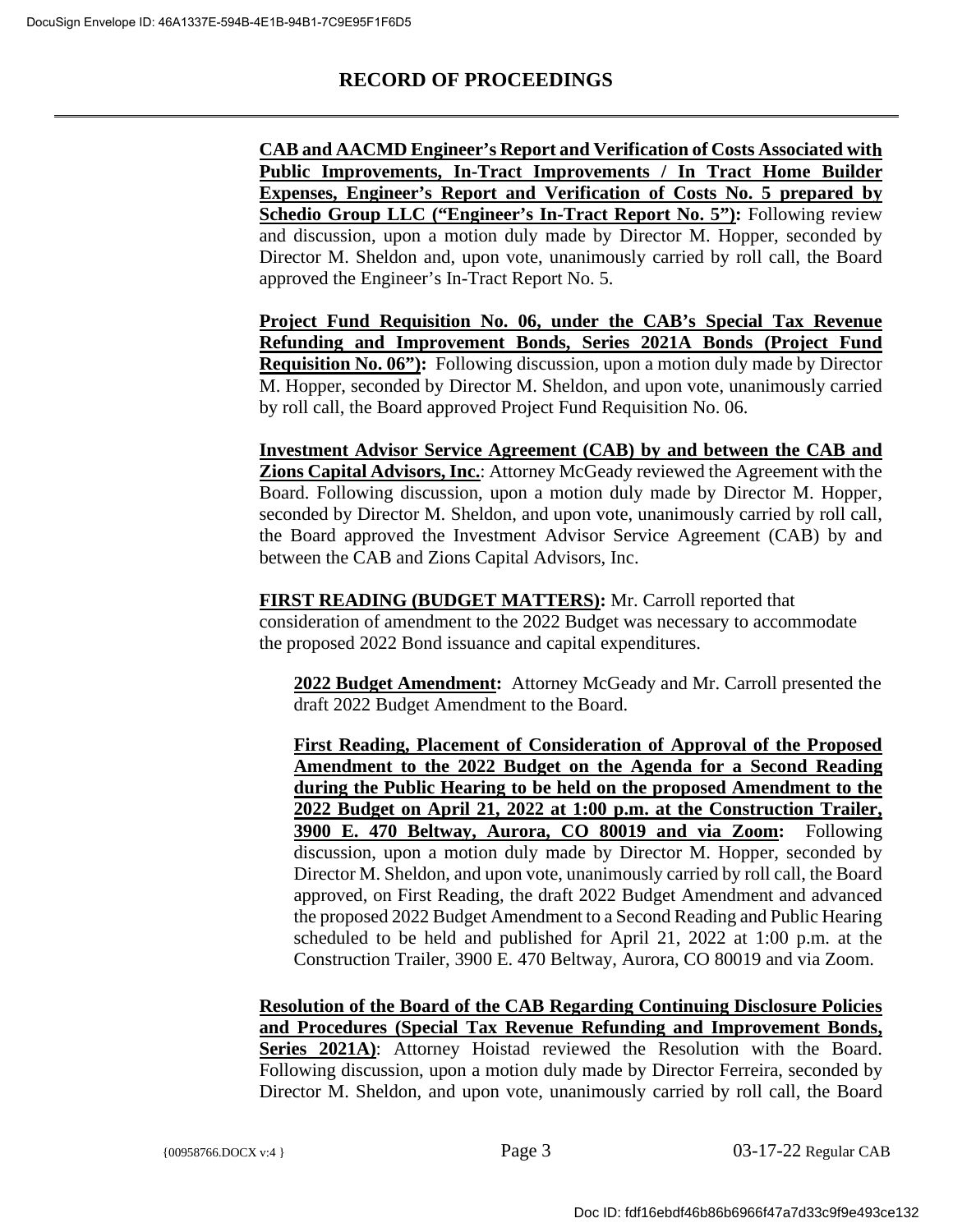**CAB and AACMD Engineer's Report and Verification of Costs Associated with Public Improvements, In-Tract Improvements / In Tract Home Builder Expenses, Engineer's Report and Verification of Costs No. 5 prepared by Schedio Group LLC ("Engineer's In-Tract Report No. 5"):** Following review and discussion, upon a motion duly made by Director M. Hopper, seconded by Director M. Sheldon and, upon vote, unanimously carried by roll call, the Board approved the Engineer's In-Tract Report No. 5.

**Project Fund Requisition No. 06, under the CAB's Special Tax Revenue Refunding and Improvement Bonds, Series 2021A Bonds (Project Fund Requisition No. 06"):** Following discussion, upon a motion duly made by Director M. Hopper, seconded by Director M. Sheldon, and upon vote, unanimously carried by roll call, the Board approved Project Fund Requisition No. 06.

**Investment Advisor Service Agreement (CAB) by and between the CAB and Zions Capital Advisors, Inc.**: Attorney McGeady reviewed the Agreement with the Board. Following discussion, upon a motion duly made by Director M. Hopper, seconded by Director M. Sheldon, and upon vote, unanimously carried by roll call, the Board approved the Investment Advisor Service Agreement (CAB) by and between the CAB and Zions Capital Advisors, Inc.

**FIRST READING (BUDGET MATTERS):** Mr. Carroll reported that consideration of amendment to the 2022 Budget was necessary to accommodate the proposed 2022 Bond issuance and capital expenditures.

**2022 Budget Amendment:** Attorney McGeady and Mr. Carroll presented the draft 2022 Budget Amendment to the Board.

**First Reading, Placement of Consideration of Approval of the Proposed Amendment to the 2022 Budget on the Agenda for a Second Reading during the Public Hearing to be held on the proposed Amendment to the 2022 Budget on April 21, 2022 at 1:00 p.m. at the Construction Trailer, 3900 E. 470 Beltway, Aurora, CO 80019 and via Zoom:** Following discussion, upon a motion duly made by Director M. Hopper, seconded by Director M. Sheldon, and upon vote, unanimously carried by roll call, the Board approved, on First Reading, the draft 2022 Budget Amendment and advanced the proposed 2022 Budget Amendment to a Second Reading and Public Hearing scheduled to be held and published for April 21, 2022 at 1:00 p.m. at the Construction Trailer, 3900 E. 470 Beltway, Aurora, CO 80019 and via Zoom.

**Resolution of the Board of the CAB Regarding Continuing Disclosure Policies and Procedures (Special Tax Revenue Refunding and Improvement Bonds, Series 2021A)**: Attorney Hoistad reviewed the Resolution with the Board. Following discussion, upon a motion duly made by Director Ferreira, seconded by Director M. Sheldon, and upon vote, unanimously carried by roll call, the Board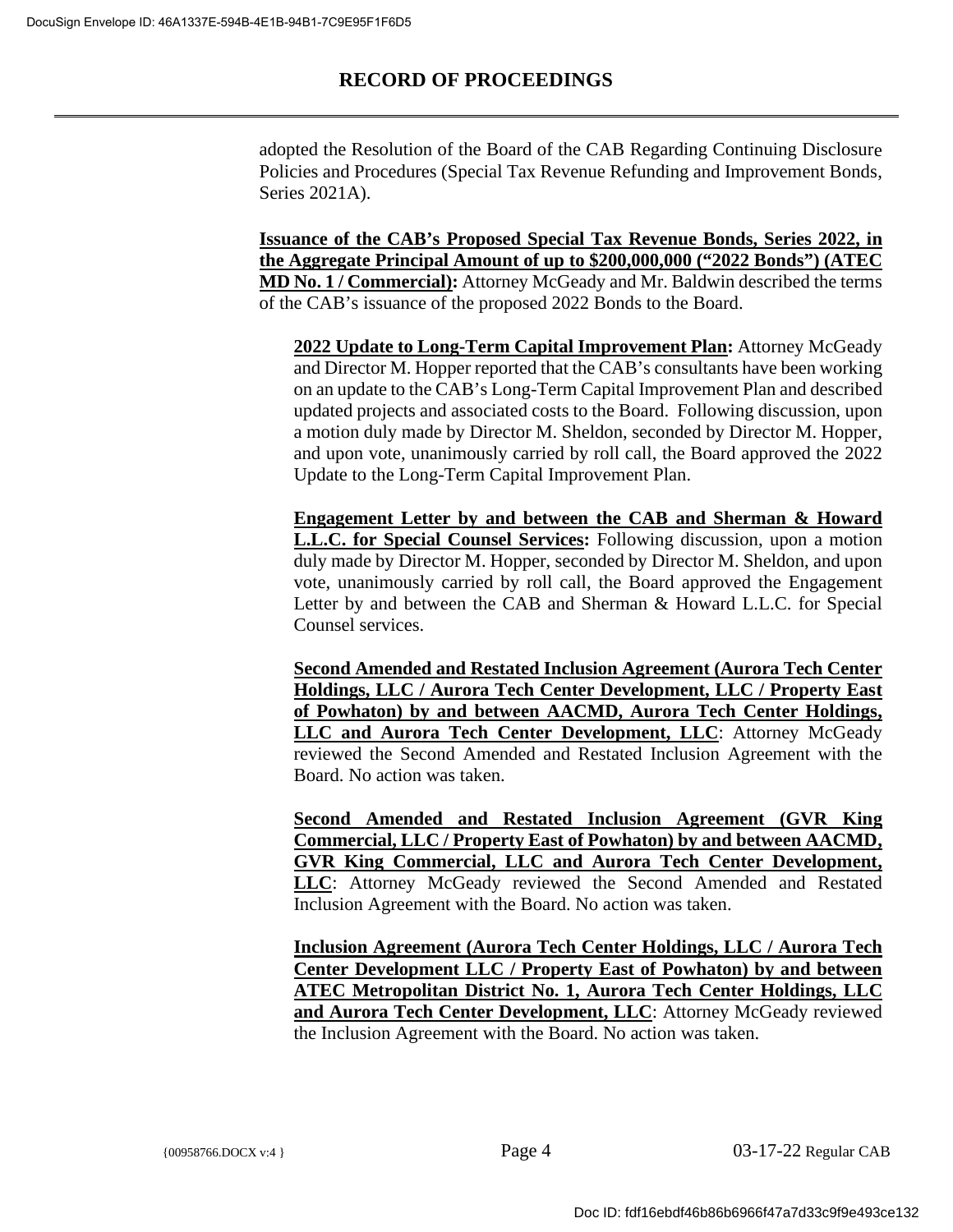adopted the Resolution of the Board of the CAB Regarding Continuing Disclosure Policies and Procedures (Special Tax Revenue Refunding and Improvement Bonds, Series 2021A).

**Issuance of the CAB's Proposed Special Tax Revenue Bonds, Series 2022, in the Aggregate Principal Amount of up to $200,000,000 ("2022 Bonds") (ATEC MD No. 1 / Commercial):** Attorney McGeady and Mr. Baldwin described the terms of the CAB's issuance of the proposed 2022 Bonds to the Board.

**2022 Update to Long-Term Capital Improvement Plan:** Attorney McGeady and Director M. Hopper reported that the CAB's consultants have been working on an update to the CAB's Long-Term Capital Improvement Plan and described updated projects and associated costs to the Board. Following discussion, upon a motion duly made by Director M. Sheldon, seconded by Director M. Hopper, and upon vote, unanimously carried by roll call, the Board approved the 2022 Update to the Long-Term Capital Improvement Plan.

**Engagement Letter by and between the CAB and Sherman & Howard L.L.C. for Special Counsel Services:** Following discussion, upon a motion duly made by Director M. Hopper, seconded by Director M. Sheldon, and upon vote, unanimously carried by roll call, the Board approved the Engagement Letter by and between the CAB and Sherman & Howard L.L.C. for Special Counsel services.

**Second Amended and Restated Inclusion Agreement (Aurora Tech Center Holdings, LLC / Aurora Tech Center Development, LLC / Property East of Powhaton) by and between AACMD, Aurora Tech Center Holdings, LLC and Aurora Tech Center Development, LLC**: Attorney McGeady reviewed the Second Amended and Restated Inclusion Agreement with the Board. No action was taken.

**Second Amended and Restated Inclusion Agreement (GVR King Commercial, LLC / Property East of Powhaton) by and between AACMD, GVR King Commercial, LLC and Aurora Tech Center Development, LLC**: Attorney McGeady reviewed the Second Amended and Restated Inclusion Agreement with the Board. No action was taken.

**Inclusion Agreement (Aurora Tech Center Holdings, LLC / Aurora Tech Center Development LLC / Property East of Powhaton) by and between ATEC Metropolitan District No. 1, Aurora Tech Center Holdings, LLC and Aurora Tech Center Development, LLC**: Attorney McGeady reviewed the Inclusion Agreement with the Board. No action was taken.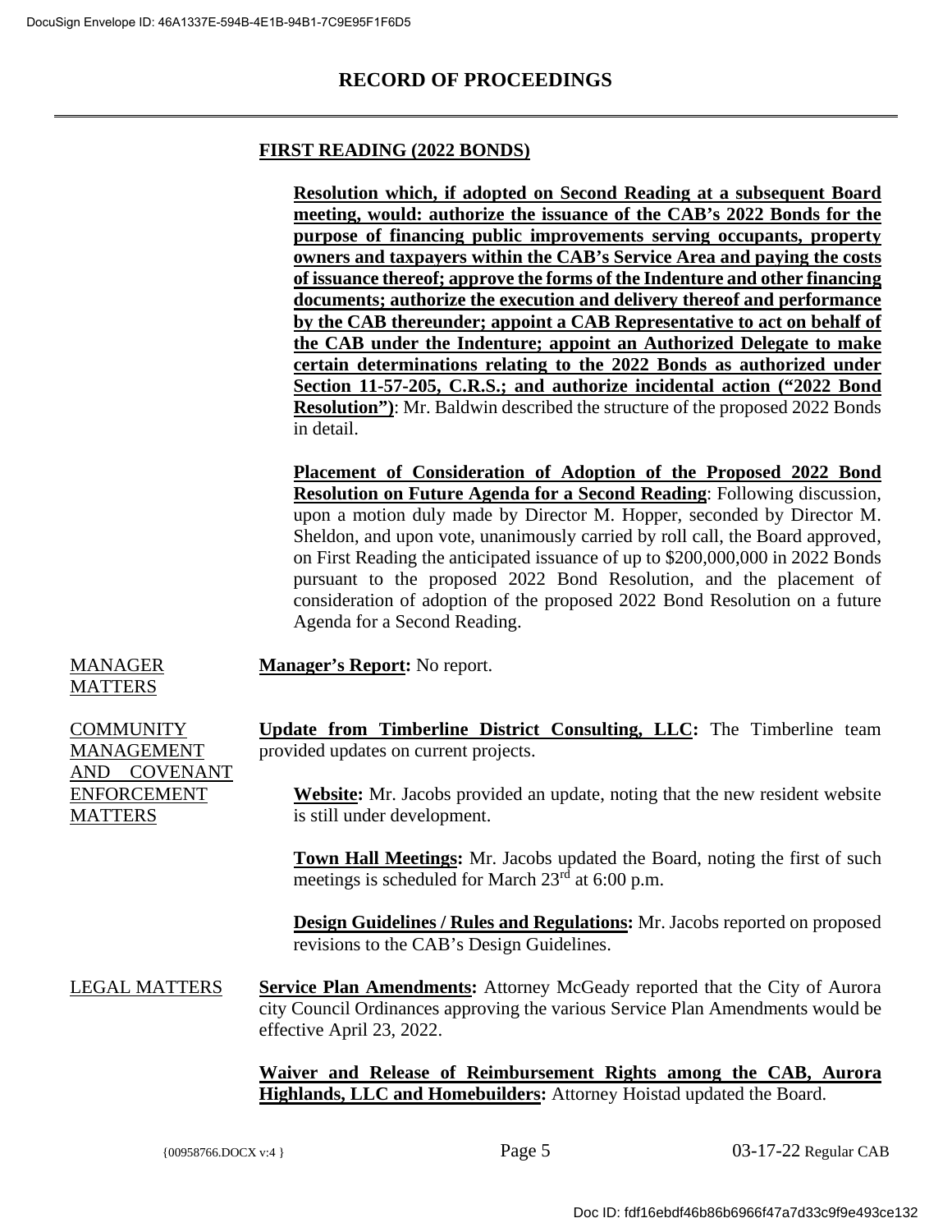## RECORD OF PROCEEDINGS

**FIRST READING (2022 BONDS)**

**Resolution which, if adopted on Second Reading at a subsequent Board meeting, would: authorize the issuance of the CAB's 2022 Bonds for the purpose of financing public improvements serving occupants, property owners and taxpayers within the CAB's Service Area and paying the costs of issuance thereof; approve the forms of the Indenture and other financing documents; authorize the execution and delivery thereof and performance by the CAB thereunder; appoint a CAB Representative to act on behalf of the CAB under the Indenture; appoint an Authorized Delegate to make certain determinations relating to the 2022 Bonds as authorized under Section 11-57-205, C.R.S.; and authorize incidental action ("2022 Bond Resolution")**: Mr. Baldwin described the structure of the proposed 2022 Bonds in detail.

**Placement of Consideration of Adoption of the Proposed 2022 Bond Resolution on Future Agenda for a Second Reading**: Following discussion, upon a motion duly made by Director M. Hopper, seconded by Director M. Sheldon, and upon vote, unanimously carried by roll call, the Board approved, on First Reading the anticipated issuance of up to $200,000,000 in 2022 Bonds pursuant to the proposed 2022 Bond Resolution, and the placement of consideration of adoption of the proposed 2022 Bond Resolution on a future Agenda for a Second Reading.

MANAGER MATTERS

**Manager's Report:** No report.

COMMUNITY MANAGEMENT AND COVENANT ENFORCEMENT MATTERS

**Update from Timberline District Consulting, LLC:** The Timberline team provided updates on current projects.

**Website:** Mr. Jacobs provided an update, noting that the new resident website is still under development.

**Town Hall Meetings:** Mr. Jacobs updated the Board, noting the first of such meetings is scheduled for March 23rd at 6:00 p.m.

**Design Guidelines / Rules and Regulations:** Mr. Jacobs reported on proposed revisions to the CAB's Design Guidelines.

LEGAL MATTERS

**Service Plan Amendments:** Attorney McGeady reported that the City of Aurora city Council Ordinances approving the various Service Plan Amendments would be effective April 23, 2022.

**Waiver and Release of Reimbursement Rights among the CAB, Aurora Highlands, LLC and Homebuilders:** Attorney Hoistad updated the Board.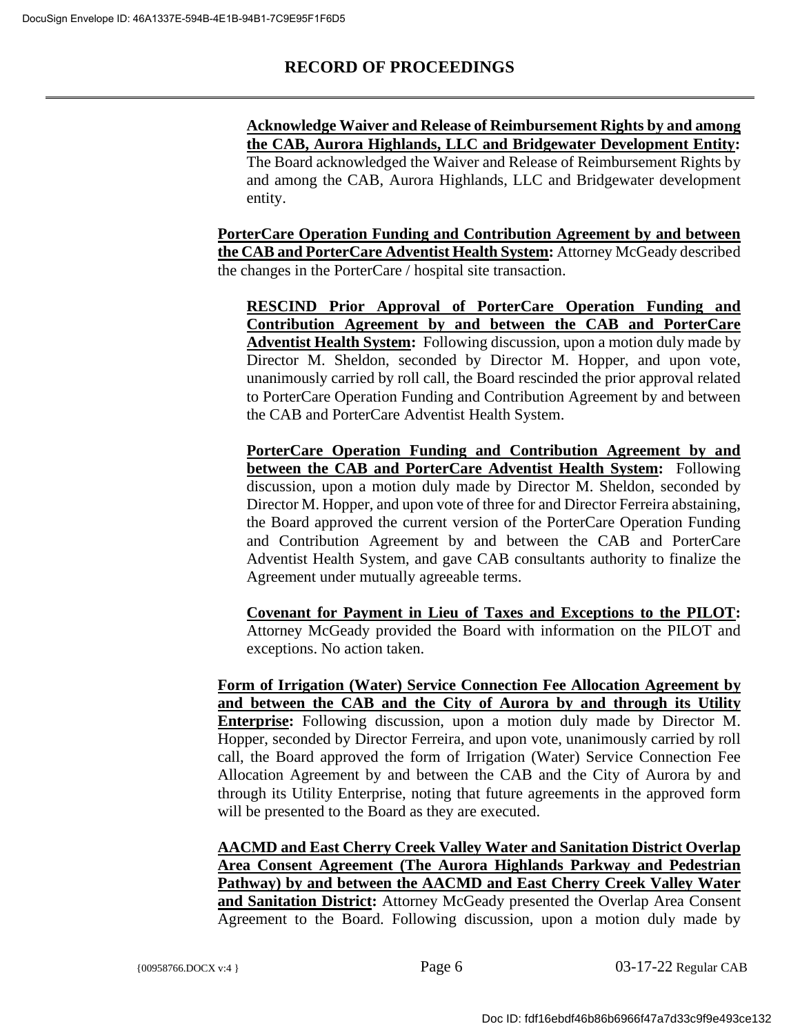**Acknowledge Waiver and Release of Reimbursement Rights by and among the CAB, Aurora Highlands, LLC and Bridgewater Development Entity:** The Board acknowledged the Waiver and Release of Reimbursement Rights by and among the CAB, Aurora Highlands, LLC and Bridgewater development entity.

**PorterCare Operation Funding and Contribution Agreement by and between the CAB and PorterCare Adventist Health System:** Attorney McGeady described the changes in the PorterCare / hospital site transaction.

**RESCIND Prior Approval of PorterCare Operation Funding and Contribution Agreement by and between the CAB and PorterCare Adventist Health System:** Following discussion, upon a motion duly made by Director M. Sheldon, seconded by Director M. Hopper, and upon vote, unanimously carried by roll call, the Board rescinded the prior approval related to PorterCare Operation Funding and Contribution Agreement by and between the CAB and PorterCare Adventist Health System.

**PorterCare Operation Funding and Contribution Agreement by and between the CAB and PorterCare Adventist Health System:** Following discussion, upon a motion duly made by Director M. Sheldon, seconded by Director M. Hopper, and upon vote of three for and Director Ferreira abstaining, the Board approved the current version of the PorterCare Operation Funding and Contribution Agreement by and between the CAB and PorterCare Adventist Health System, and gave CAB consultants authority to finalize the Agreement under mutually agreeable terms.

**Covenant for Payment in Lieu of Taxes and Exceptions to the PILOT:** Attorney McGeady provided the Board with information on the PILOT and exceptions. No action taken.

**Form of Irrigation (Water) Service Connection Fee Allocation Agreement by and between the CAB and the City of Aurora by and through its Utility Enterprise:** Following discussion, upon a motion duly made by Director M. Hopper, seconded by Director Ferreira, and upon vote, unanimously carried by roll call, the Board approved the form of Irrigation (Water) Service Connection Fee Allocation Agreement by and between the CAB and the City of Aurora by and through its Utility Enterprise, noting that future agreements in the approved form will be presented to the Board as they are executed.

**AACMD and East Cherry Creek Valley Water and Sanitation District Overlap Area Consent Agreement (The Aurora Highlands Parkway and Pedestrian Pathway) by and between the AACMD and East Cherry Creek Valley Water and Sanitation District:** Attorney McGeady presented the Overlap Area Consent Agreement to the Board. Following discussion, upon a motion duly made by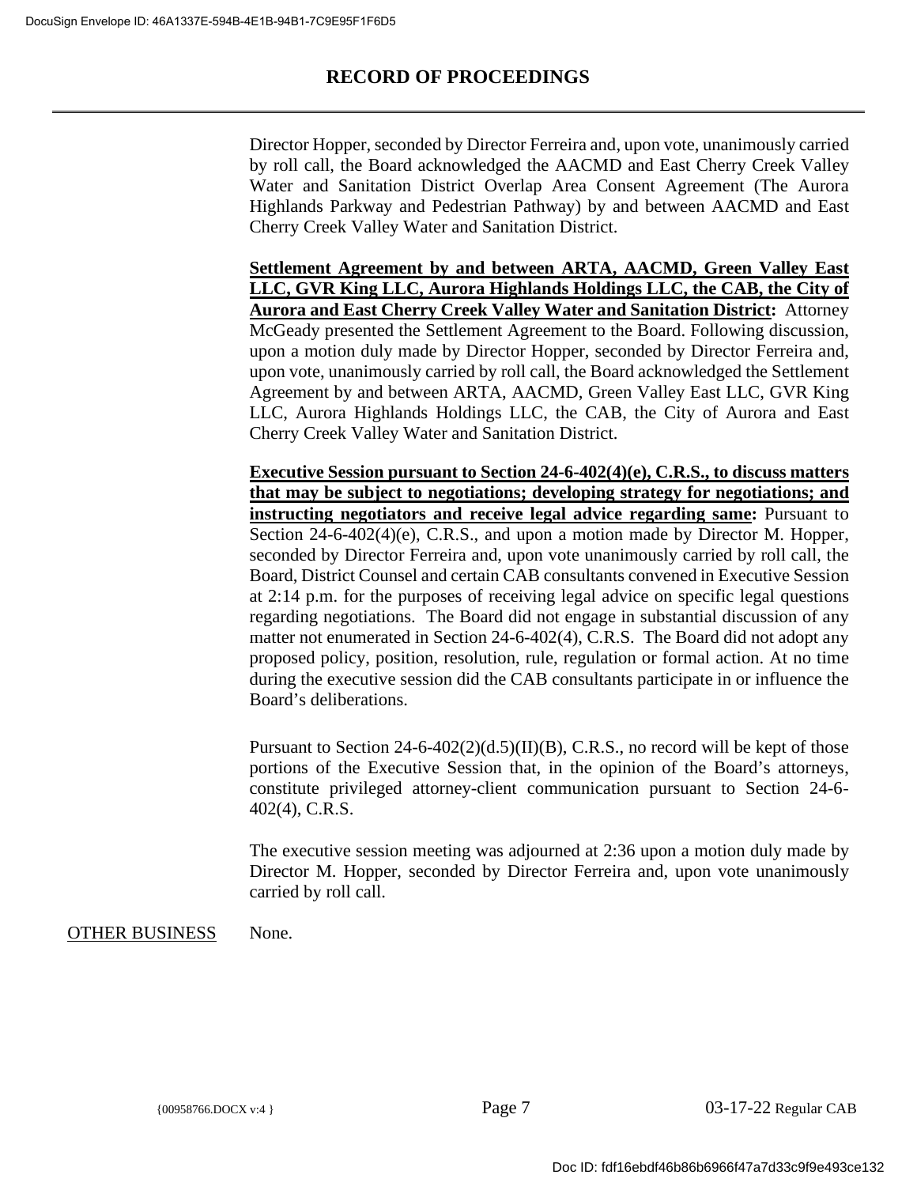# RECORD OF PROCEEDINGS

Director Hopper, seconded by Director Ferreira and, upon vote, unanimously carried by roll call, the Board acknowledged the AACMD and East Cherry Creek Valley Water and Sanitation District Overlap Area Consent Agreement (The Aurora Highlands Parkway and Pedestrian Pathway) by and between AACMD and East Cherry Creek Valley Water and Sanitation District.

**Settlement Agreement by and between ARTA, AACMD, Green Valley East LLC, GVR King LLC, Aurora Highlands Holdings LLC, the CAB, the City of Aurora and East Cherry Creek Valley Water and Sanitation District:** Attorney McGeady presented the Settlement Agreement to the Board. Following discussion, upon a motion duly made by Director Hopper, seconded by Director Ferreira and, upon vote, unanimously carried by roll call, the Board acknowledged the Settlement Agreement by and between ARTA, AACMD, Green Valley East LLC, GVR King LLC, Aurora Highlands Holdings LLC, the CAB, the City of Aurora and East Cherry Creek Valley Water and Sanitation District.

**Executive Session pursuant to Section 24-6-402(4)(e), C.R.S., to discuss matters that may be subject to negotiations; developing strategy for negotiations; and instructing negotiators and receive legal advice regarding same:** Pursuant to Section 24-6-402(4)(e), C.R.S., and upon a motion made by Director M. Hopper, seconded by Director Ferreira and, upon vote unanimously carried by roll call, the Board, District Counsel and certain CAB consultants convened in Executive Session at 2:14 p.m. for the purposes of receiving legal advice on specific legal questions regarding negotiations. The Board did not engage in substantial discussion of any matter not enumerated in Section 24-6-402(4), C.R.S. The Board did not adopt any proposed policy, position, resolution, rule, regulation or formal action. At no time during the executive session did the CAB consultants participate in or influence the Board's deliberations.

Pursuant to Section 24-6-402(2)(d.5)(II)(B), C.R.S., no record will be kept of those portions of the Executive Session that, in the opinion of the Board's attorneys, constitute privileged attorney-client communication pursuant to Section 24-6-402(4), C.R.S.

The executive session meeting was adjourned at 2:36 upon a motion duly made by Director M. Hopper, seconded by Director Ferreira and, upon vote unanimously carried by roll call.

OTHER BUSINESS None.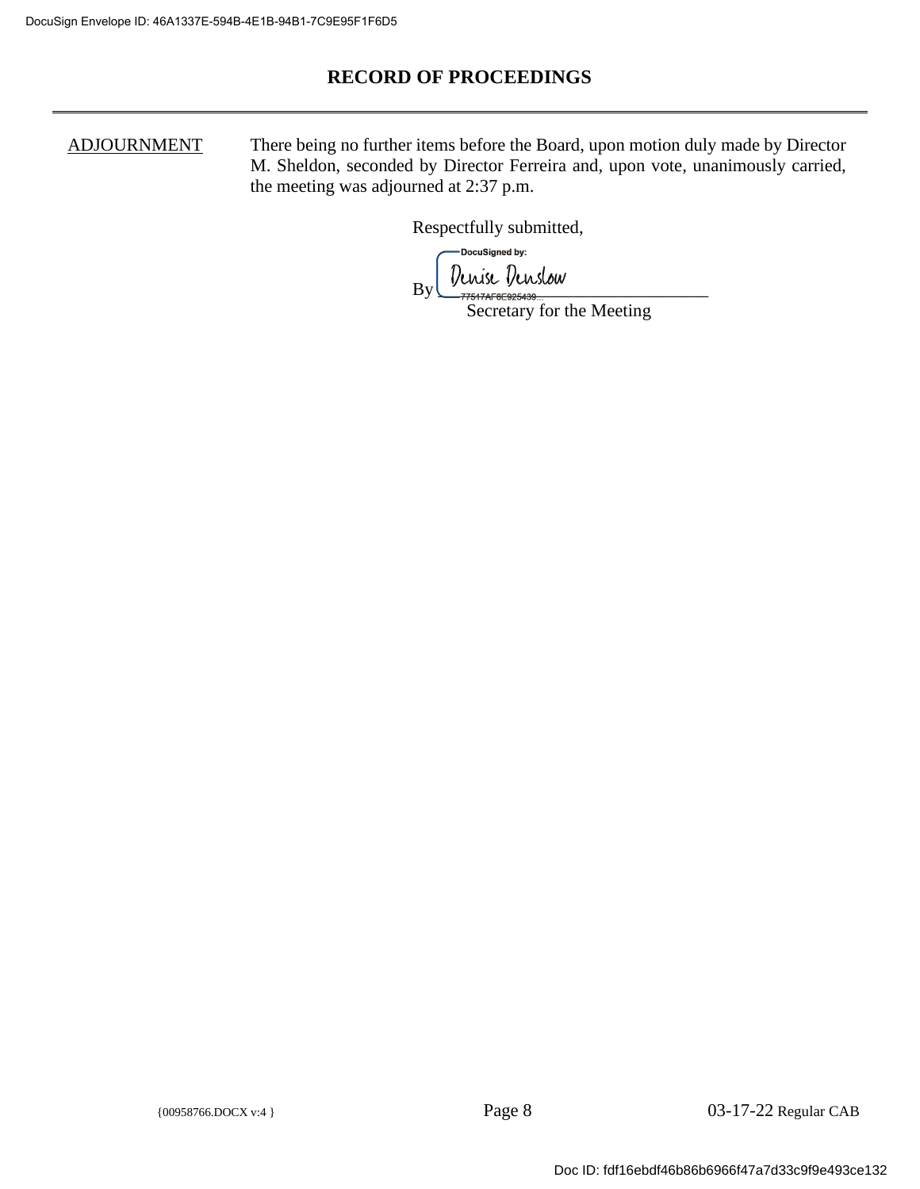## RECORD OF PROCEEDINGS

ADJOURNMENT There being no further items before the Board, upon motion duly made by Director M. Sheldon, seconded by Director Ferreira and, upon vote, unanimously carried, the meeting was adjourned at 2:37 p.m.

Respectfully submitted,

DocuSigned by:

By Denise Denslow

77517AF8E925439...

Secretary for the Meeting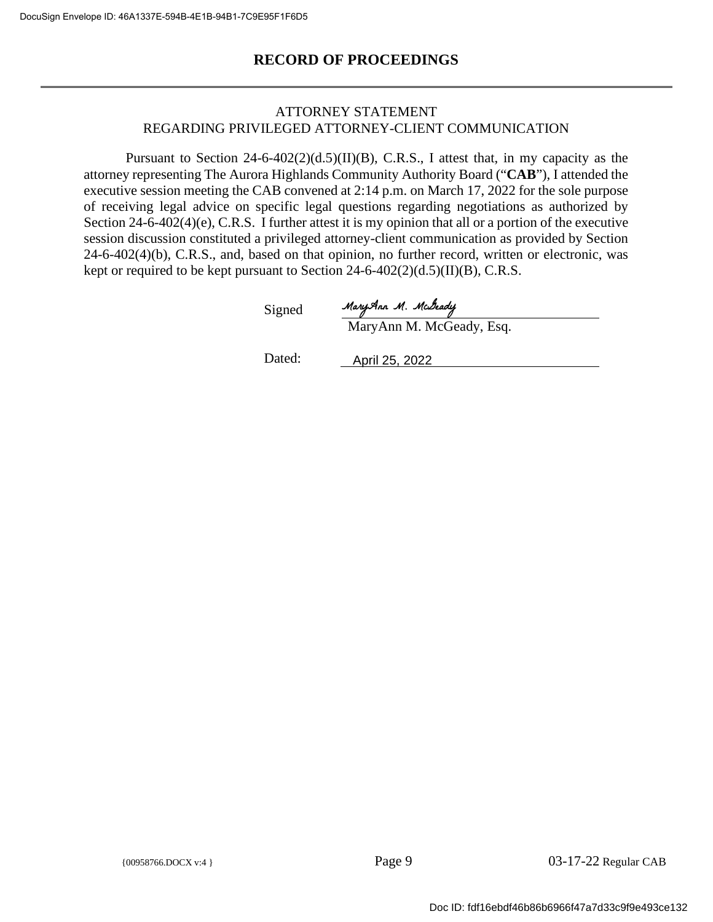# RECORD OF PROCEEDINGS

ATTORNEY STATEMENT
REGARDING PRIVILEGED ATTORNEY-CLIENT COMMUNICATION

Pursuant to Section 24-6-402(2)(d.5)(II)(B), C.R.S., I attest that, in my capacity as the attorney representing The Aurora Highlands Community Authority Board ("**CAB**"), I attended the executive session meeting the CAB convened at 2:14 p.m. on March 17, 2022 for the sole purpose of receiving legal advice on specific legal questions regarding negotiations as authorized by Section 24-6-402(4)(e), C.R.S. I further attest it is my opinion that all or a portion of the executive session discussion constituted a privileged attorney-client communication as provided by Section 24-6-402(4)(b), C.R.S., and, based on that opinion, no further record, written or electronic, was kept or required to be kept pursuant to Section 24-6-402(2)(d.5)(II)(B), C.R.S.

Signed MaryAnn M. McGeady
MaryAnn M. McGeady, Esq.

Dated: April 25, 2022